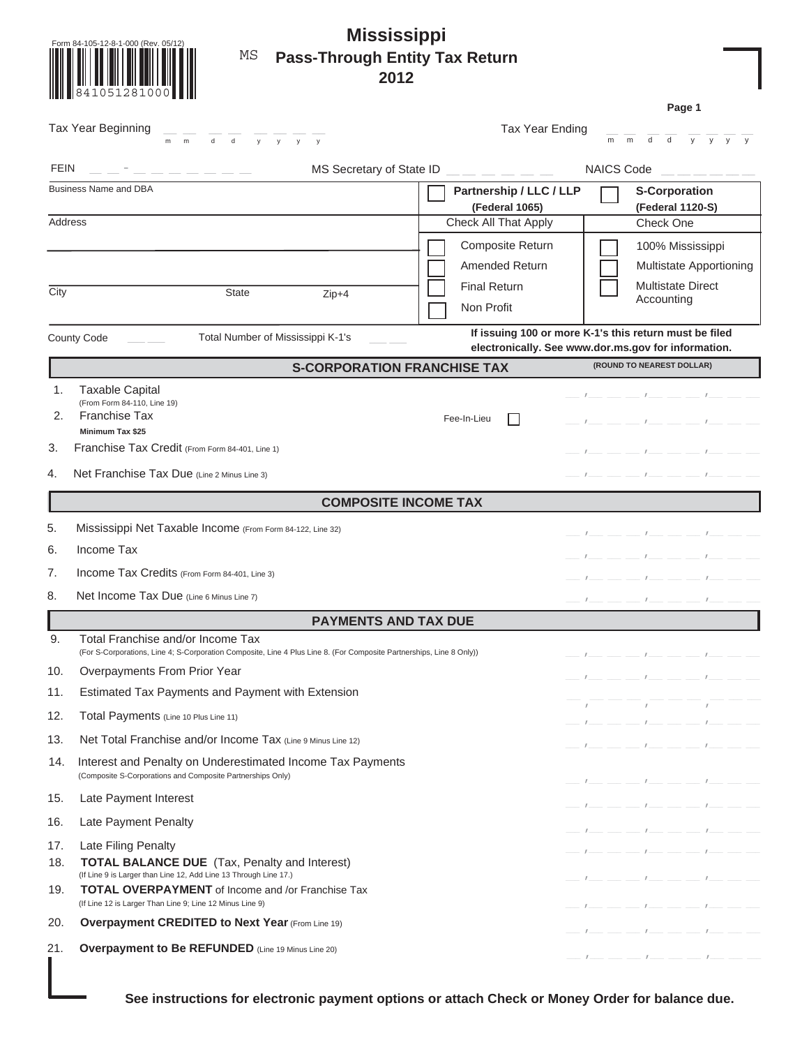Form 84-105-12-8-1-000 (Rev. 05/12)

841051281000

MS

# Mississippi Pass-Through Entity Tax Return 2012

Page 1

Tax Year Beginning __ __ __ __ __ __ __ __ (m m d d y y y y)    Tax Year Ending __ __ __ __ __ __ __ __ (m m d d y y y y)

FEIN __ __ - __ __ __ __ __ __ __    MS Secretary of State ID __ __ __ __ __ __    NAICS Code __ __ __ __ __ __

| Business Name and DBA | ☐ **Partnership / LLC / LLP (Federal 1065)** | ☐ **S-Corporation (Federal 1120-S)** |
|---|---|---|
| Address | Check All That Apply | Check One |
| | ☐ Composite Return | ☐ 100% Mississippi |
| | ☐ Amended Return | ☐ Multistate Apportioning |
| City / State / Zip+4 | ☐ Final Return | ☐ Multistate Direct Accounting |
| | ☐ Non Profit | |

County Code __ __    Total Number of Mississippi K-1's __ __

**If issuing 100 or more K-1's this return must be filed electronically. See www.dor.ms.gov for information.**

## S-CORPORATION FRANCHISE TAX

**(ROUND TO NEAREST DOLLAR)**

1. Taxable Capital (From Form 84-110, Line 19)
2. Franchise Tax — Minimum Tax $25 — Fee-In-Lieu ☐
3. Franchise Tax Credit (From Form 84-401, Line 1)
4. Net Franchise Tax Due (Line 2 Minus Line 3)

## COMPOSITE INCOME TAX

5. Mississippi Net Taxable Income (From Form 84-122, Line 32)
6. Income Tax
7. Income Tax Credits (From Form 84-401, Line 3)
8. Net Income Tax Due (Line 6 Minus Line 7)

## PAYMENTS AND TAX DUE

9. Total Franchise and/or Income Tax (For S-Corporations, Line 4; S-Corporation Composite, Line 4 Plus Line 8. (For Composite Partnerships, Line 8 Only))
10. Overpayments From Prior Year
11. Estimated Tax Payments and Payment with Extension
12. Total Payments (Line 10 Plus Line 11)
13. Net Total Franchise and/or Income Tax (Line 9 Minus Line 12)
14. Interest and Penalty on Underestimated Income Tax Payments (Composite S-Corporations and Composite Partnerships Only)
15. Late Payment Interest
16. Late Payment Penalty
17. Late Filing Penalty
18. **TOTAL BALANCE DUE** (Tax, Penalty and Interest) (If Line 9 is Larger than Line 12, Add Line 13 Through Line 17.)
19. **TOTAL OVERPAYMENT** of Income and /or Franchise Tax (If Line 12 is Larger Than Line 9; Line 12 Minus Line 9)
20. **Overpayment CREDITED to Next Year** (From Line 19)
21. **Overpayment to Be REFUNDED** (Line 19 Minus Line 20)

**See instructions for electronic payment options or attach Check or Money Order for balance due.**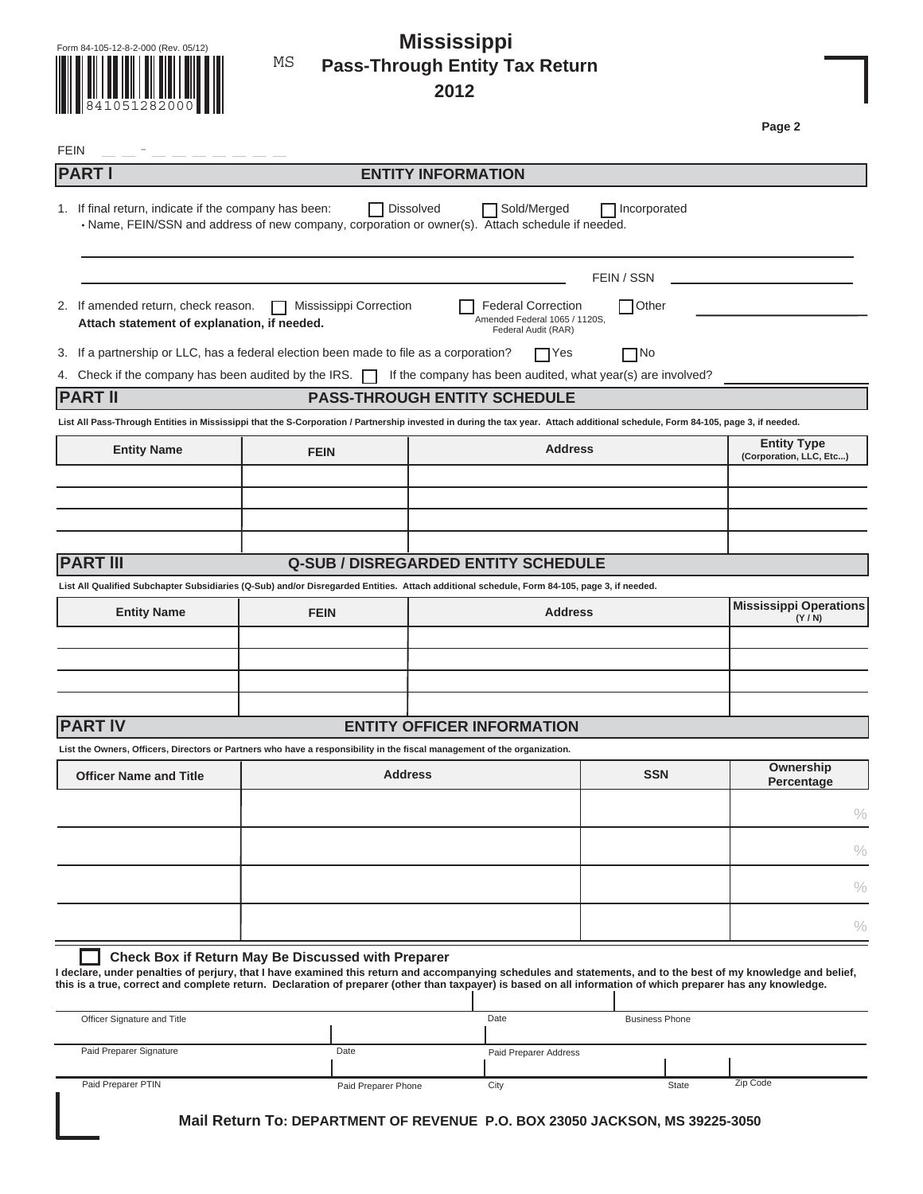Form 84-105-12-8-2-000 (Rev. 05/12)

841051282000

MS

# Mississippi
## Pass-Through Entity Tax Return
## 2012

Page 2

FEIN __ __ - __ __ __ __ __ __ __

## PART I ENTITY INFORMATION

1. If final return, indicate if the company has been: ☐ Dissolved ☐ Sold/Merged ☐ Incorporated
   - Name, FEIN/SSN and address of new company, corporation or owner(s). Attach schedule if needed.

_______________________________________________

_______________________________ FEIN / SSN _______________

2. If amended return, check reason. ☐ Mississippi Correction ☐ Federal Correction (Amended Federal 1065 / 1120S, Federal Audit (RAR)) ☐ Other ____________
   **Attach statement of explanation, if needed.**

3. If a partnership or LLC, has a federal election been made to file as a corporation? ☐ Yes ☐ No

4. Check if the company has been audited by the IRS. ☐ If the company has been audited, what year(s) are involved? ____________

## PART II PASS-THROUGH ENTITY SCHEDULE

**List All Pass-Through Entities in Mississippi that the S-Corporation / Partnership invested in during the tax year. Attach additional schedule, Form 84-105, page 3, if needed.**

| Entity Name | FEIN | Address | Entity Type (Corporation, LLC, Etc...) |
|---|---|---|---|
| | | | |
| | | | |
| | | | |
| | | | |

## PART III Q-SUB / DISREGARDED ENTITY SCHEDULE

**List All Qualified Subchapter Subsidiaries (Q-Sub) and/or Disregarded Entities. Attach additional schedule, Form 84-105, page 3, if needed.**

| Entity Name | FEIN | Address | Mississippi Operations (Y / N) |
|---|---|---|---|
| | | | |
| | | | |
| | | | |
| | | | |

## PART IV ENTITY OFFICER INFORMATION

**List the Owners, Officers, Directors or Partners who have a responsibility in the fiscal management of the organization.**

| Officer Name and Title | Address | SSN | Ownership Percentage |
|---|---|---|---|
| | | | % |
| | | | % |
| | | | % |
| | | | % |

☐ **Check Box if Return May Be Discussed with Preparer**

**I declare, under penalties of perjury, that I have examined this return and accompanying schedules and statements, and to the best of my knowledge and belief, this is a true, correct and complete return. Declaration of preparer (other than taxpayer) is based on all information of which preparer has any knowledge.**

| Officer Signature and Title | Date | Business Phone |
|---|---|---|
| | | |

| Paid Preparer Signature | Date | Paid Preparer Address |
|---|---|---|
| | | |

| Paid Preparer PTIN | Paid Preparer Phone | City | State | Zip Code |
|---|---|---|---|---|
| | | | | |

**Mail Return To: DEPARTMENT OF REVENUE P.O. BOX 23050 JACKSON, MS 39225-3050**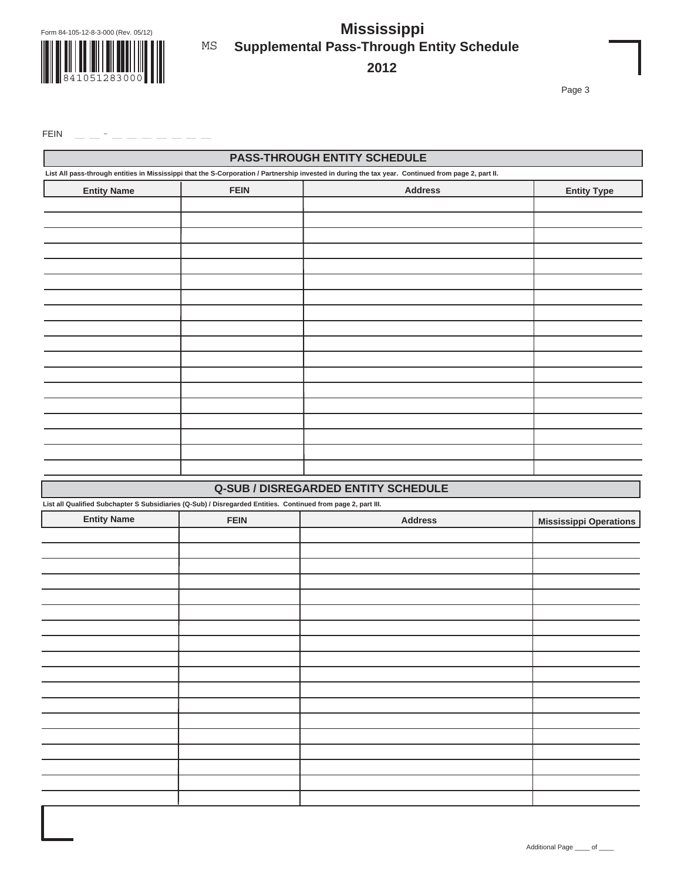Form 84-105-12-8-3-000 (Rev. 05/12)

MS

# Mississippi
## Supplemental Pass-Through Entity Schedule
## 2012

FEIN __ __ - __ __ __ __ __ __ __

### PASS-THROUGH ENTITY SCHEDULE

List All pass-through entities in Mississippi that the S-Corporation / Partnership invested in during the tax year. Continued from page 2, part II.

| Entity Name | FEIN | Address | Entity Type |
|---|---|---|---|
| | | | |
| | | | |
| | | | |
| | | | |
| | | | |
| | | | |
| | | | |
| | | | |
| | | | |
| | | | |
| | | | |
| | | | |
| | | | |
| | | | |
| | | | |
| | | | |
| | | | |
| | | | |

### Q-SUB / DISREGARDED ENTITY SCHEDULE

List all Qualified Subchapter S Subsidiaries (Q-Sub) / Disregarded Entities. Continued from page 2, part III.

| Entity Name | FEIN | Address | Mississippi Operations |
|---|---|---|---|
| | | | |
| | | | |
| | | | |
| | | | |
| | | | |
| | | | |
| | | | |
| | | | |
| | | | |
| | | | |
| | | | |
| | | | |
| | | | |
| | | | |
| | | | |
| | | | |
| | | | |
| | | | |

Additional Page ____ of ____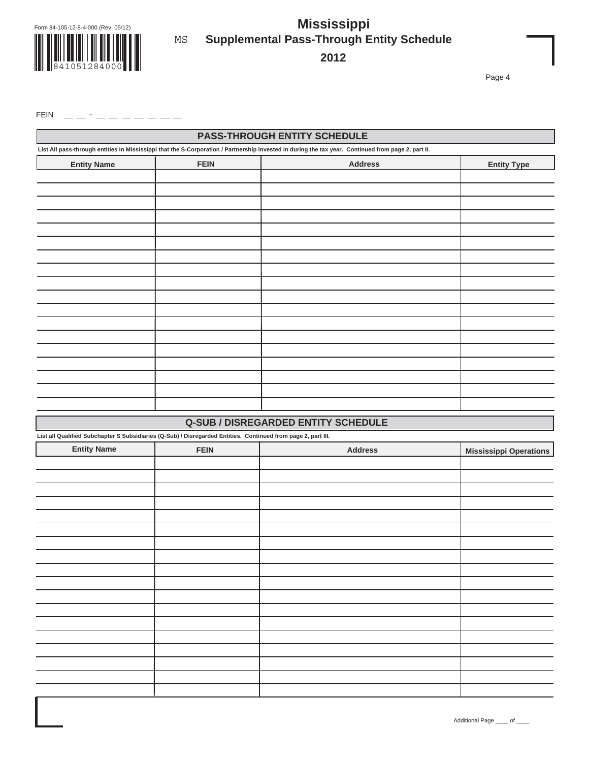Form 84-105-12-8-4-000 (Rev. 05/12)

841051284000

MS

# Mississippi
## Supplemental Pass-Through Entity Schedule
## 2012

FEIN __ __ - __ __ __ __ __ __ __

### PASS-THROUGH ENTITY SCHEDULE

List All pass-through entities in Mississippi that the S-Corporation / Partnership invested in during the tax year. Continued from page 2, part II.

| Entity Name | FEIN | Address | Entity Type |
|---|---|---|---|
| | | | |
| | | | |
| | | | |
| | | | |
| | | | |
| | | | |
| | | | |
| | | | |
| | | | |
| | | | |
| | | | |
| | | | |
| | | | |
| | | | |
| | | | |
| | | | |
| | | | |
| | | | |

### Q-SUB / DISREGARDED ENTITY SCHEDULE

List all Qualified Subchapter S Subsidiaries (Q-Sub) / Disregarded Entities. Continued from page 2, part III.

| Entity Name | FEIN | Address | Mississippi Operations |
|---|---|---|---|
| | | | |
| | | | |
| | | | |
| | | | |
| | | | |
| | | | |
| | | | |
| | | | |
| | | | |
| | | | |
| | | | |
| | | | |
| | | | |
| | | | |
| | | | |
| | | | |
| | | | |
| | | | |

Additional Page ____ of ____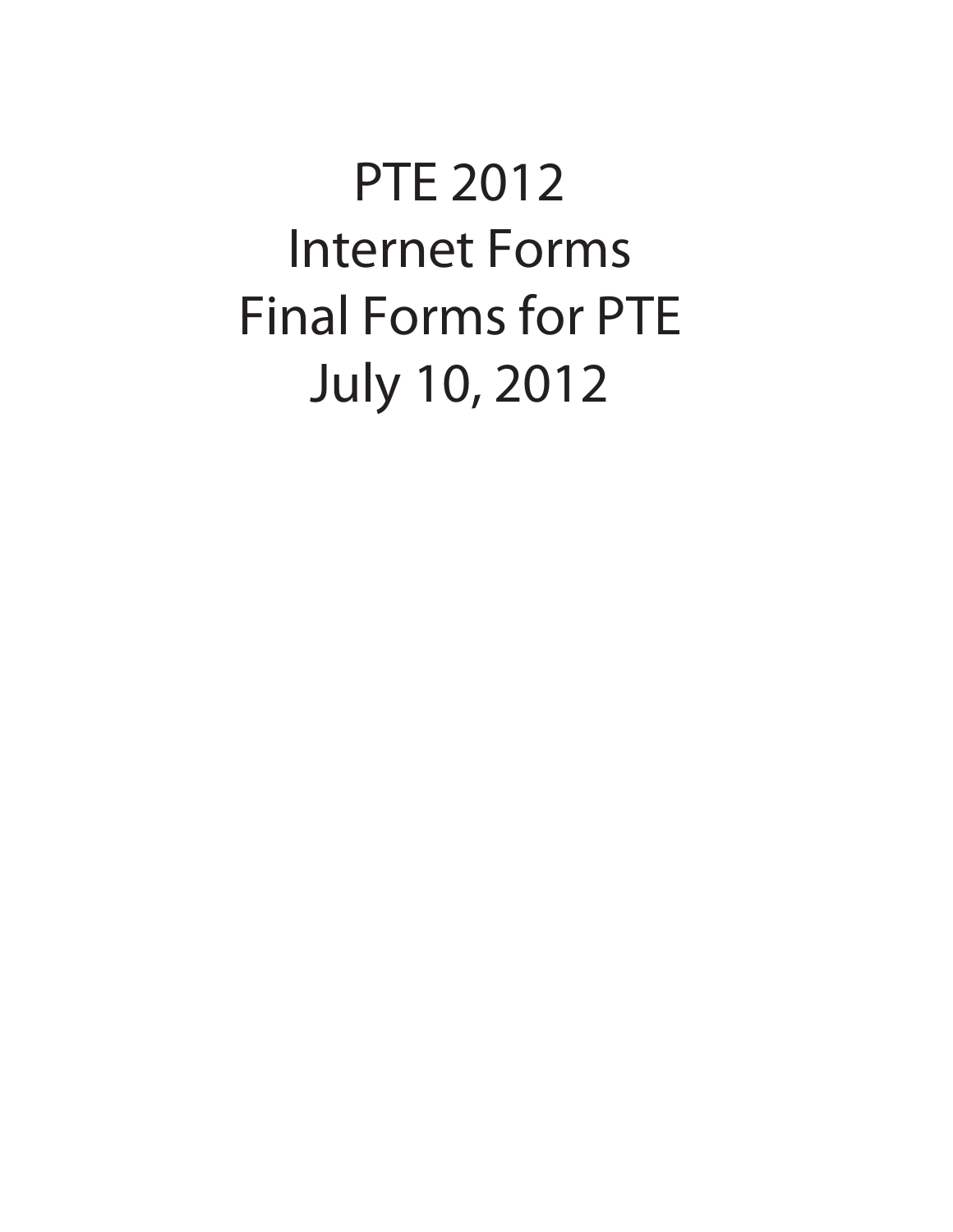# PTE 2012
# Internet Forms
# Final Forms for PTE
# July 10, 2012